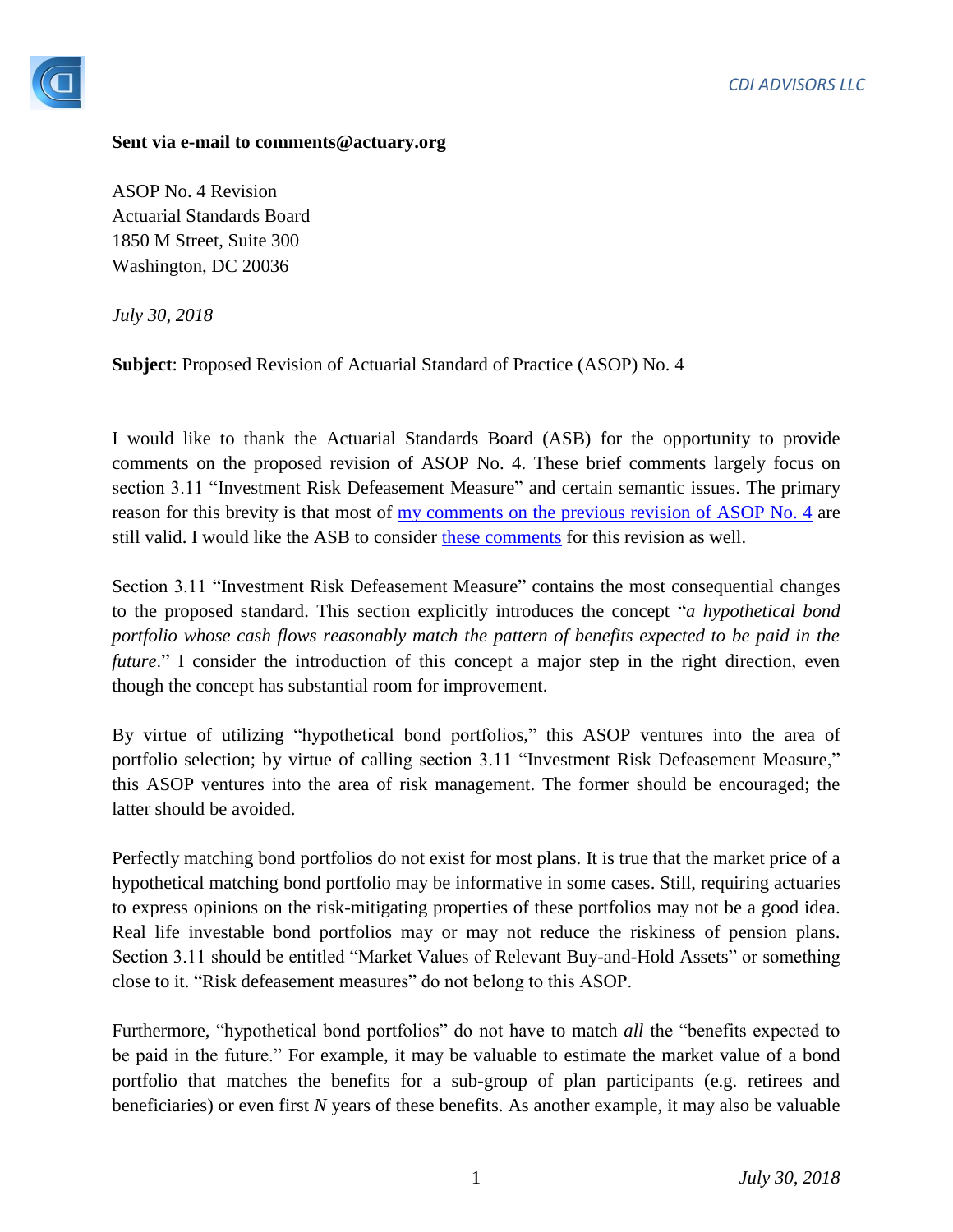CDI ADVISORS LLC

**Sent via e-mail to comments@actuary.org**

ASOP No. 4 Revision
Actuarial Standards Board
1850 M Street, Suite 300
Washington, DC 20036

*July 30, 2018*

**Subject**: Proposed Revision of Actuarial Standard of Practice (ASOP) No. 4

I would like to thank the Actuarial Standards Board (ASB) for the opportunity to provide comments on the proposed revision of ASOP No. 4. These brief comments largely focus on section 3.11 "Investment Risk Defeasement Measure" and certain semantic issues. The primary reason for this brevity is that most of my comments on the previous revision of ASOP No. 4 are still valid. I would like the ASB to consider these comments for this revision as well.

Section 3.11 "Investment Risk Defeasement Measure" contains the most consequential changes to the proposed standard. This section explicitly introduces the concept "*a hypothetical bond portfolio whose cash flows reasonably match the pattern of benefits expected to be paid in the future*." I consider the introduction of this concept a major step in the right direction, even though the concept has substantial room for improvement.

By virtue of utilizing "hypothetical bond portfolios," this ASOP ventures into the area of portfolio selection; by virtue of calling section 3.11 "Investment Risk Defeasement Measure," this ASOP ventures into the area of risk management. The former should be encouraged; the latter should be avoided.

Perfectly matching bond portfolios do not exist for most plans. It is true that the market price of a hypothetical matching bond portfolio may be informative in some cases. Still, requiring actuaries to express opinions on the risk-mitigating properties of these portfolios may not be a good idea. Real life investable bond portfolios may or may not reduce the riskiness of pension plans. Section 3.11 should be entitled "Market Values of Relevant Buy-and-Hold Assets" or something close to it. "Risk defeasement measures" do not belong to this ASOP.

Furthermore, "hypothetical bond portfolios" do not have to match *all* the "benefits expected to be paid in the future." For example, it may be valuable to estimate the market value of a bond portfolio that matches the benefits for a sub-group of plan participants (e.g. retirees and beneficiaries) or even first *N* years of these benefits. As another example, it may also be valuable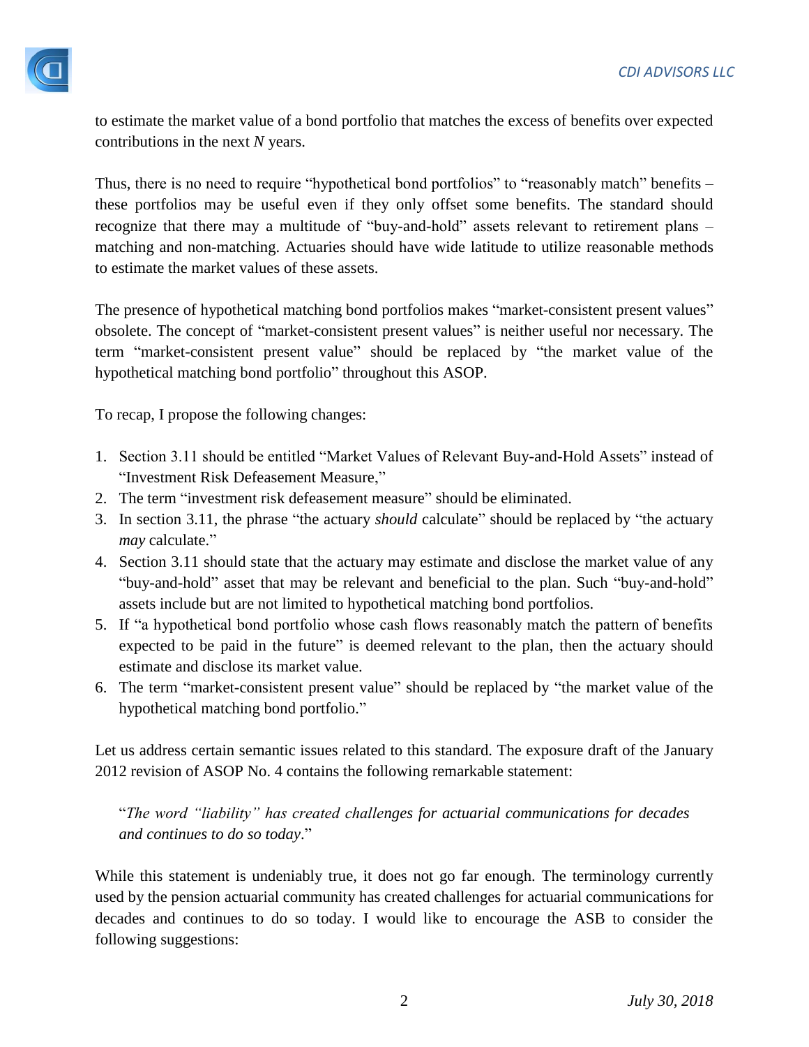to estimate the market value of a bond portfolio that matches the excess of benefits over expected contributions in the next *N* years.

Thus, there is no need to require "hypothetical bond portfolios" to "reasonably match" benefits – these portfolios may be useful even if they only offset some benefits. The standard should recognize that there may a multitude of "buy-and-hold" assets relevant to retirement plans – matching and non-matching. Actuaries should have wide latitude to utilize reasonable methods to estimate the market values of these assets.

The presence of hypothetical matching bond portfolios makes "market-consistent present values" obsolete. The concept of "market-consistent present values" is neither useful nor necessary. The term "market-consistent present value" should be replaced by "the market value of the hypothetical matching bond portfolio" throughout this ASOP.

To recap, I propose the following changes:

1. Section 3.11 should be entitled "Market Values of Relevant Buy-and-Hold Assets" instead of "Investment Risk Defeasement Measure,"
2. The term "investment risk defeasement measure" should be eliminated.
3. In section 3.11, the phrase "the actuary *should* calculate" should be replaced by "the actuary *may* calculate."
4. Section 3.11 should state that the actuary may estimate and disclose the market value of any "buy-and-hold" asset that may be relevant and beneficial to the plan. Such "buy-and-hold" assets include but are not limited to hypothetical matching bond portfolios.
5. If "a hypothetical bond portfolio whose cash flows reasonably match the pattern of benefits expected to be paid in the future" is deemed relevant to the plan, then the actuary should estimate and disclose its market value.
6. The term "market-consistent present value" should be replaced by "the market value of the hypothetical matching bond portfolio."

Let us address certain semantic issues related to this standard. The exposure draft of the January 2012 revision of ASOP No. 4 contains the following remarkable statement:

> "*The word "liability" has created challenges for actuarial communications for decades and continues to do so today*."

While this statement is undeniably true, it does not go far enough. The terminology currently used by the pension actuarial community has created challenges for actuarial communications for decades and continues to do so today. I would like to encourage the ASB to consider the following suggestions: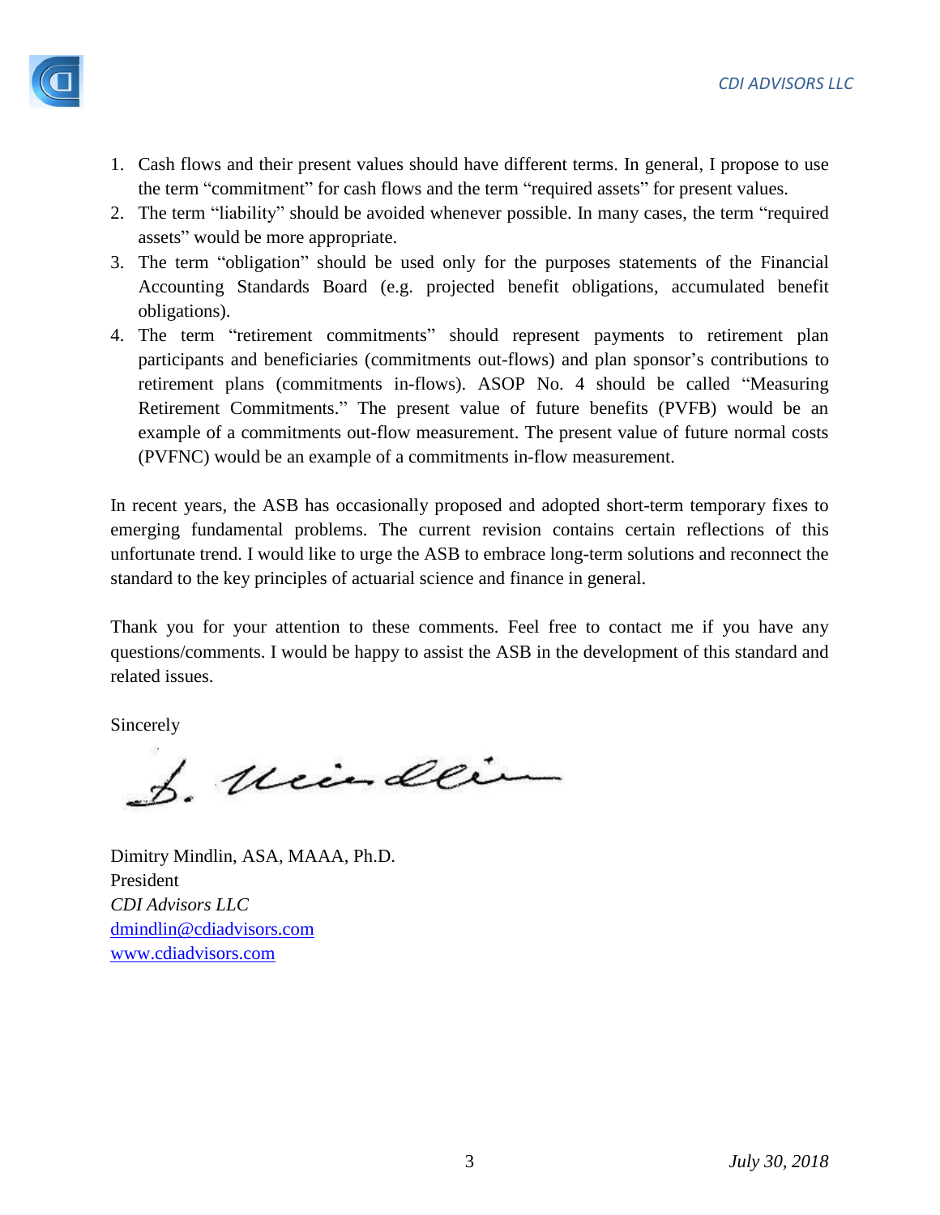1. Cash flows and their present values should have different terms. In general, I propose to use the term "commitment" for cash flows and the term "required assets" for present values.
2. The term "liability" should be avoided whenever possible. In many cases, the term "required assets" would be more appropriate.
3. The term "obligation" should be used only for the purposes statements of the Financial Accounting Standards Board (e.g. projected benefit obligations, accumulated benefit obligations).
4. The term "retirement commitments" should represent payments to retirement plan participants and beneficiaries (commitments out-flows) and plan sponsor's contributions to retirement plans (commitments in-flows). ASOP No. 4 should be called "Measuring Retirement Commitments." The present value of future benefits (PVFB) would be an example of a commitments out-flow measurement. The present value of future normal costs (PVFNC) would be an example of a commitments in-flow measurement.

In recent years, the ASB has occasionally proposed and adopted short-term temporary fixes to emerging fundamental problems. The current revision contains certain reflections of this unfortunate trend. I would like to urge the ASB to embrace long-term solutions and reconnect the standard to the key principles of actuarial science and finance in general.

Thank you for your attention to these comments. Feel free to contact me if you have any questions/comments. I would be happy to assist the ASB in the development of this standard and related issues.

Sincerely

Dimitry Mindlin, ASA, MAAA, Ph.D.
President
*CDI Advisors LLC*
dmindlin@cdiadvisors.com
www.cdiadvisors.com